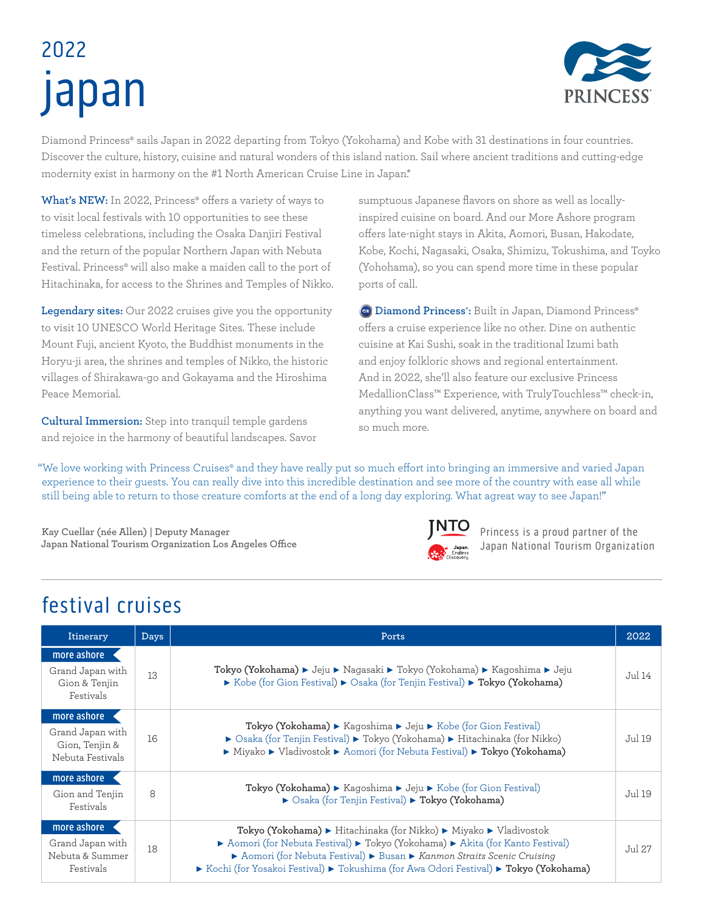# 2022 japan

Diamond Princess® sails Japan in 2022 departing from Tokyo (Yokohama) and Kobe with 31 destinations in four countries. Discover the culture, history, cuisine and natural wonders of this island nation. Sail where ancient traditions and cutting-edge modernity exist in harmony on the #1 North American Cruise Line in Japan.*

**What's NEW:** In 2022, Princess® offers a variety of ways to to visit local festivals with 10 opportunities to see these timeless celebrations, including the Osaka Danjiri Festival and the return of the popular Northern Japan with Nebuta Festival. Princess® will also make a maiden call to the port of Hitachinaka, for access to the Shrines and Temples of Nikko.

**Legendary sites:** Our 2022 cruises give you the opportunity to visit 10 UNESCO World Heritage Sites. These include Mount Fuji, ancient Kyoto, the Buddhist monuments in the Horyu-ji area, the shrines and temples of Nikko, the historic villages of Shirakawa-go and Gokayama and the Hiroshima Peace Memorial.

**Cultural Immersion:** Step into tranquil temple gardens and rejoice in the harmony of beautiful landscapes. Savor sumptuous Japanese flavors on shore as well as locally-inspired cuisine on board. And our More Ashore program offers late-night stays in Akita, Aomori, Busan, Hakodate, Kobe, Kochi, Nagasaki, Osaka, Shimizu, Tokushima, and Toyko (Yohohama), so you can spend more time in these popular ports of call.

**Diamond Princess®:** Built in Japan, Diamond Princess® offers a cruise experience like no other. Dine on authentic cuisine at Kai Sushi, soak in the traditional Izumi bath and enjoy folkloric shows and regional entertainment. And in 2022, she'll also feature our exclusive Princess MedallionClass™ Experience, with TrulyTouchless™ check-in, anything you want delivered, anytime, anywhere on board and so much more.

"We love working with Princess Cruises® and they have really put so much effort into bringing an immersive and varied Japan experience to their guests. You can really dive into this incredible destination and see more of the country with ease all while still being able to return to those creature comforts at the end of a long day exploring. What agreat way to see Japan!"

**Kay Cuellar (née Allen) | Deputy Manager**
**Japan National Tourism Organization Los Angeles Office**

Princess is a proud partner of the Japan National Tourism Organization

## festival cruises

| Itinerary | Days | Ports | 2022 |
|---|---|---|---|
| more ashore<br>Grand Japan with Gion & Tenjin Festivals | 13 | **Tokyo (Yokohama)** ► Jeju ► Nagasaki ► Tokyo (Yokohama) ► Kagoshima ► Jeju ► Kobe (for Gion Festival) ► Osaka (for Tenjin Festival) ► **Tokyo (Yokohama)** | Jul 14 |
| more ashore<br>Grand Japan with Gion, Tenjin & Nebuta Festivals | 16 | **Tokyo (Yokohama)** ► Kagoshima ► Jeju ► Kobe (for Gion Festival) ► Osaka (for Tenjin Festival) ► Tokyo (Yokohama) ► Hitachinaka (for Nikko) ► Miyako ► Vladivostok ► Aomori (for Nebuta Festival) ► **Tokyo (Yokohama)** | Jul 19 |
| more ashore<br>Gion and Tenjin Festivals | 8 | **Tokyo (Yokohama)** ► Kagoshima ► Jeju ► Kobe (for Gion Festival) ► Osaka (for Tenjin Festival) ► **Tokyo (Yokohama)** | Jul 19 |
| more ashore<br>Grand Japan with Nebuta & Summer Festivals | 18 | **Tokyo (Yokohama)** ► Hitachinaka (for Nikko) ► Miyako ► Vladivostok ► Aomori (for Nebuta Festival) ► Tokyo (Yokohama) ► Akita (for Kanto Festival) ► Aomori (for Nebuta Festival) ► Busan ► *Kanmon Straits Scenic Cruising* ► Kochi (for Yosakoi Festival) ► Tokushima (for Awa Odori Festival) ► **Tokyo (Yokohama)** | Jul 27 |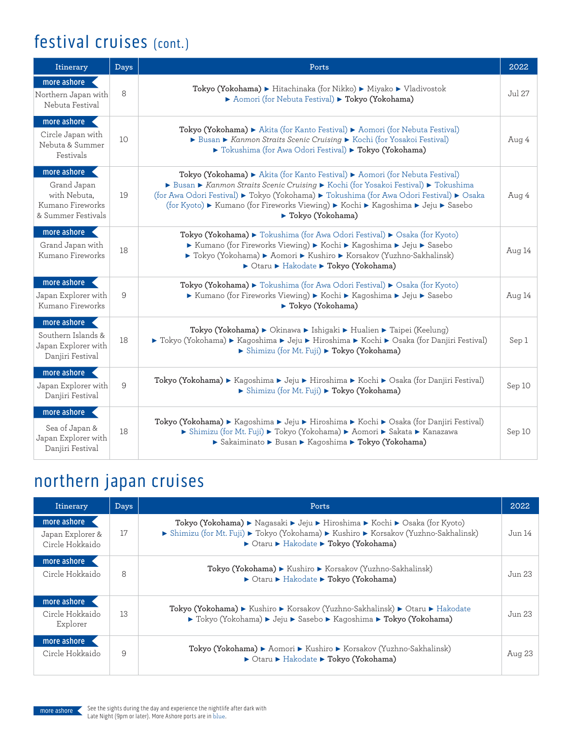# festival cruises (cont.)

| Itinerary | Days | Ports | 2022 |
| --- | --- | --- | --- |
| more ashore Northern Japan with Nebuta Festival | 8 | **Tokyo (Yokohama)** ► Hitachinaka (for Nikko) ► Miyako ► Vladivostok ► Aomori (for Nebuta Festival) ► **Tokyo (Yokohama)** | Jul 27 |
| more ashore Circle Japan with Nebuta & Summer Festivals | 10 | **Tokyo (Yokohama)** ► Akita (for Kanto Festival) ► Aomori (for Nebuta Festival) ► Busan ► *Kanmon Straits Scenic Cruising* ► Kochi (for Yosakoi Festival) ► Tokushima (for Awa Odori Festival) ► **Tokyo (Yokohama)** | Aug 4 |
| more ashore Grand Japan with Nebuta, Kumano Fireworks & Summer Festivals | 19 | **Tokyo (Yokohama)** ► Akita (for Kanto Festival) ► Aomori (for Nebuta Festival) ► Busan ► *Kanmon Straits Scenic Cruising* ► Kochi (for Yosakoi Festival) ► Tokushima (for Awa Odori Festival) ► Tokyo (Yokohama) ► Tokushima (for Awa Odori Festival) ► Osaka (for Kyoto) ► Kumano (for Fireworks Viewing) ► Kochi ► Kagoshima ► Jeju ► Sasebo ► **Tokyo (Yokohama)** | Aug 4 |
| more ashore Grand Japan with Kumano Fireworks | 18 | **Tokyo (Yokohama)** ► Tokushima (for Awa Odori Festival) ► Osaka (for Kyoto) ► Kumano (for Fireworks Viewing) ► Kochi ► Kagoshima ► Jeju ► Sasebo ► Tokyo (Yokohama) ► Aomori ► Kushiro ► Korsakov (Yuzhno-Sakhalinsk) ► Otaru ► Hakodate ► **Tokyo (Yokohama)** | Aug 14 |
| more ashore Japan Explorer with Kumano Fireworks | 9 | **Tokyo (Yokohama)** ► Tokushima (for Awa Odori Festival) ► Osaka (for Kyoto) ► Kumano (for Fireworks Viewing) ► Kochi ► Kagoshima ► Jeju ► Sasebo ► **Tokyo (Yokohama)** | Aug 14 |
| more ashore Southern Islands & Japan Explorer with Danjiri Festival | 18 | **Tokyo (Yokohama)** ► Okinawa ► Ishigaki ► Hualien ► Taipei (Keelung) ► Tokyo (Yokohama) ► Kagoshima ► Jeju ► Hiroshima ► Kochi ► Osaka (for Danjiri Festival) ► Shimizu (for Mt. Fuji) ► **Tokyo (Yokohama)** | Sep 1 |
| more ashore Japan Explorer with Danjiri Festival | 9 | **Tokyo (Yokohama)** ► Kagoshima ► Jeju ► Hiroshima ► Kochi ► Osaka (for Danjiri Festival) ► Shimizu (for Mt. Fuji) ► **Tokyo (Yokohama)** | Sep 10 |
| more ashore Sea of Japan & Japan Explorer with Danjiri Festival | 18 | **Tokyo (Yokohama)** ► Kagoshima ► Jeju ► Hiroshima ► Kochi ► Osaka (for Danjiri Festival) ► Shimizu (for Mt. Fuji) ► Tokyo (Yokohama) ► Aomori ► Sakata ► Kanazawa ► Sakaiminato ► Busan ► Kagoshima ► **Tokyo (Yokohama)** | Sep 10 |

# northern japan cruises

| Itinerary | Days | Ports | 2022 |
| --- | --- | --- | --- |
| more ashore Japan Explorer & Circle Hokkaido | 17 | **Tokyo (Yokohama)** ► Nagasaki ► Jeju ► Hiroshima ► Kochi ► Osaka (for Kyoto) ► Shimizu (for Mt. Fuji) ► Tokyo (Yokohama) ► Kushiro ► Korsakov (Yuzhno-Sakhalinsk) ► Otaru ► Hakodate ► **Tokyo (Yokohama)** | Jun 14 |
| more ashore Circle Hokkaido | 8 | **Tokyo (Yokohama)** ► Kushiro ► Korsakov (Yuzhno-Sakhalinsk) ► Otaru ► Hakodate ► **Tokyo (Yokohama)** | Jun 23 |
| more ashore Circle Hokkaido Explorer | 13 | **Tokyo (Yokohama)** ► Kushiro ► Korsakov (Yuzhno-Sakhalinsk) ► Otaru ► Hakodate ► Tokyo (Yokohama) ► Jeju ► Sasebo ► Kagoshima ► **Tokyo (Yokohama)** | Jun 23 |
| more ashore Circle Hokkaido | 9 | **Tokyo (Yokohama)** ► Aomori ► Kushiro ► Korsakov (Yuzhno-Sakhalinsk) ► Otaru ► Hakodate ► **Tokyo (Yokohama)** | Aug 23 |

more ashore — See the sights during the day and experience the nightlife after dark with Late Night (9pm or later). More Ashore ports are in blue.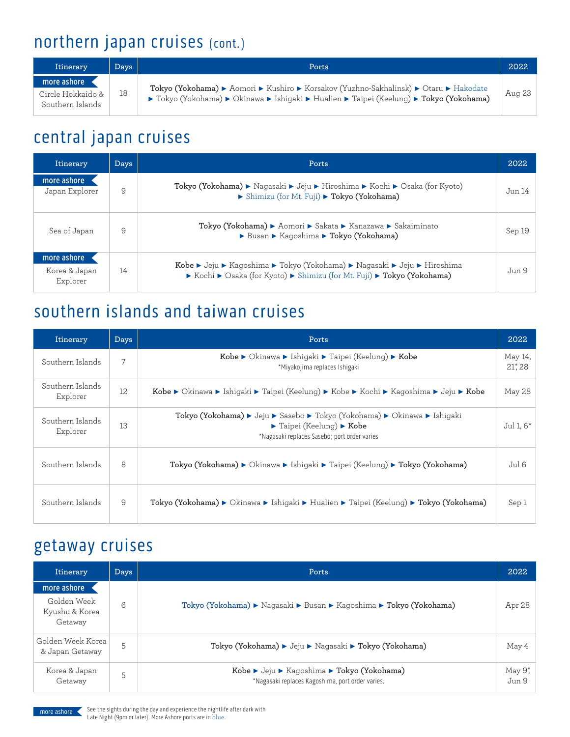# northern japan cruises (cont.)

| Itinerary | Days | Ports | 2022 |
|---|---|---|---|
| more ashore Circle Hokkaido & Southern Islands | 18 | **Tokyo (Yokohama)** ► Aomori ► Kushiro ► Korsakov (Yuzhno-Sakhalinsk) ► Otaru ► Hakodate ► Tokyo (Yokohama) ► Okinawa ► Ishigaki ► Hualien ► Taipei (Keelung) ► **Tokyo (Yokohama)** | Aug 23 |

# central japan cruises

| Itinerary | Days | Ports | 2022 |
|---|---|---|---|
| more ashore Japan Explorer | 9 | **Tokyo (Yokohama)** ► Nagasaki ► Jeju ► Hiroshima ► Kochi ► Osaka (for Kyoto) ► Shimizu (for Mt. Fuji) ► **Tokyo (Yokohama)** | Jun 14 |
| Sea of Japan | 9 | **Tokyo (Yokohama)** ► Aomori ► Sakata ► Kanazawa ► Sakaiminato ► Busan ► Kagoshima ► **Tokyo (Yokohama)** | Sep 19 |
| more ashore Korea & Japan Explorer | 14 | **Kobe** ► Jeju ► Kagoshima ► Tokyo (Yokohama) ► Nagasaki ► Jeju ► Hiroshima ► Kochi ► Osaka (for Kyoto) ► Shimizu (for Mt. Fuji) ► **Tokyo (Yokohama)** | Jun 9 |

# southern islands and taiwan cruises

| Itinerary | Days | Ports | 2022 |
|---|---|---|---|
| Southern Islands | 7 | **Kobe** ► Okinawa ► Ishigaki ► Taipei (Keelung) ► **Kobe**<br>*Miyakojima replaces Ishigaki | May 14, 21*, 28 |
| Southern Islands Explorer | 12 | **Kobe** ► Okinawa ► Ishigaki ► Taipei (Keelung) ► Kobe ► Kochi ► Kagoshima ► Jeju ► **Kobe** | May 28 |
| Southern Islands Explorer | 13 | **Tokyo (Yokohama)** ► Jeju ► Sasebo ► Tokyo (Yokohama) ► Okinawa ► Ishigaki ► Taipei (Keelung) ► **Kobe**<br>*Nagasaki replaces Sasebo; port order varies | Jul 1, 6* |
| Southern Islands | 8 | **Tokyo (Yokohama)** ► Okinawa ► Ishigaki ► Taipei (Keelung) ► **Tokyo (Yokohama)** | Jul 6 |
| Southern Islands | 9 | **Tokyo (Yokohama)** ► Okinawa ► Ishigaki ► Hualien ► Taipei (Keelung) ► **Tokyo (Yokohama)** | Sep 1 |

# getaway cruises

| Itinerary | Days | Ports | 2022 |
|---|---|---|---|
| more ashore Golden Week Kyushu & Korea Getaway | 6 | Tokyo (Yokohama) ► Nagasaki ► Busan ► Kagoshima ► **Tokyo (Yokohama)** | Apr 28 |
| Golden Week Korea & Japan Getaway | 5 | **Tokyo (Yokohama)** ► Jeju ► Nagasaki ► **Tokyo (Yokohama)** | May 4 |
| Korea & Japan Getaway | 5 | **Kobe** ► Jeju ► Kagoshima ► **Tokyo (Yokohama)**<br>*Nagasaki replaces Kagoshima, port order varies. | May 9*, Jun 9 |

more ashore — See the sights during the day and experience the nightlife after dark with Late Night (9pm or later). More Ashore ports are in blue.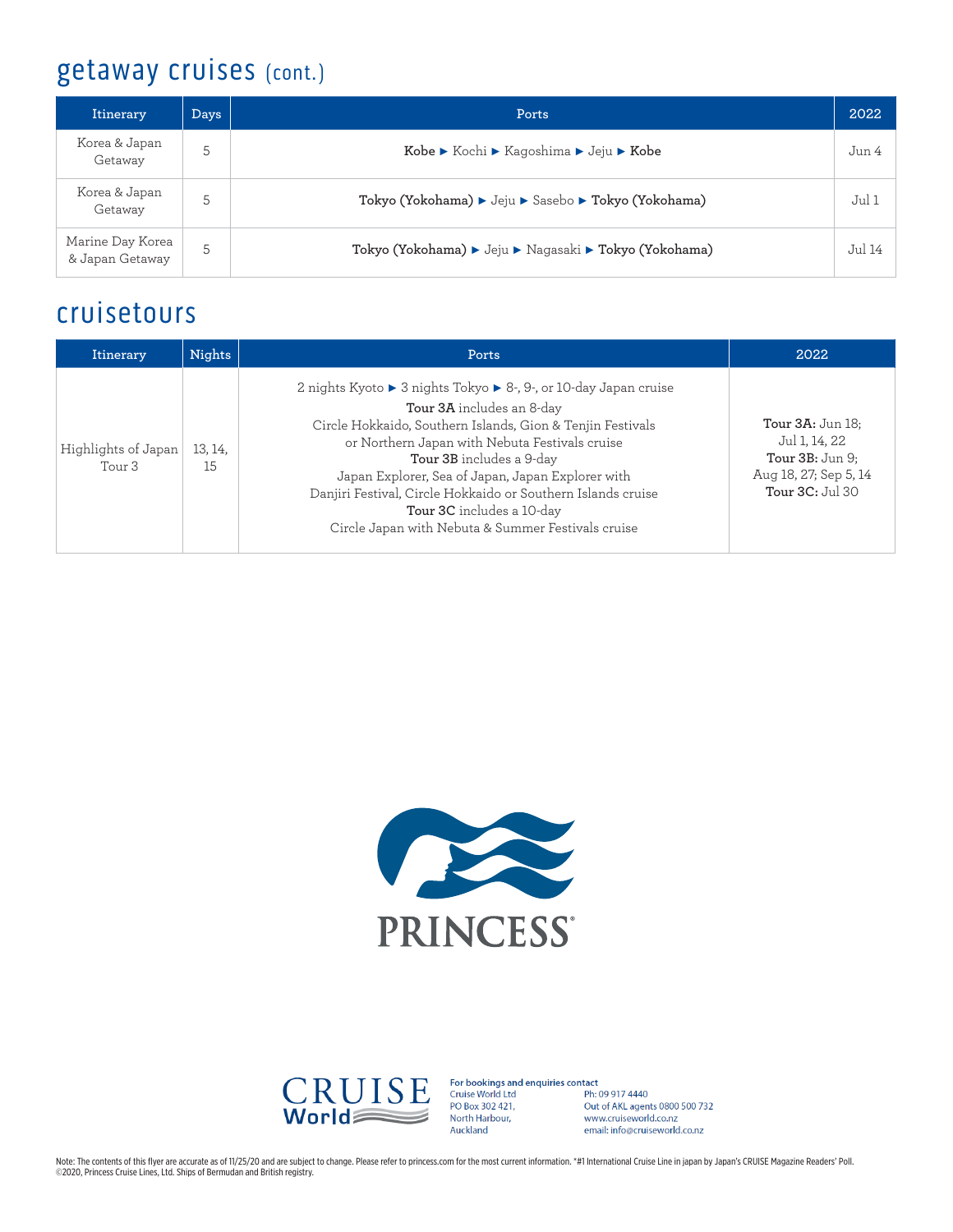## getaway cruises (cont.)

| Itinerary | Days | Ports | 2022 |
|---|---|---|---|
| Korea & Japan Getaway | 5 | **Kobe** ► Kochi ► Kagoshima ► Jeju ► **Kobe** | Jun 4 |
| Korea & Japan Getaway | 5 | **Tokyo (Yokohama)** ► Jeju ► Sasebo ► **Tokyo (Yokohama)** | Jul 1 |
| Marine Day Korea & Japan Getaway | 5 | **Tokyo (Yokohama)** ► Jeju ► Nagasaki ► **Tokyo (Yokohama)** | Jul 14 |

## cruisetours

| Itinerary | Nights | Ports | 2022 |
|---|---|---|---|
| Highlights of Japan Tour 3 | 13, 14, 15 | 2 nights Kyoto ► 3 nights Tokyo ► 8-, 9-, or 10-day Japan cruise<br>**Tour 3A** includes an 8-day Circle Hokkaido, Southern Islands, Gion & Tenjin Festivals or Northern Japan with Nebuta Festivals cruise<br>**Tour 3B** includes a 9-day Japan Explorer, Sea of Japan, Japan Explorer with Danjiri Festival, Circle Hokkaido or Southern Islands cruise<br>**Tour 3C** includes a 10-day Circle Japan with Nebuta & Summer Festivals cruise | **Tour 3A:** Jun 18; Jul 1, 14, 22<br>**Tour 3B:** Jun 9; Aug 18, 27; Sep 5, 14<br>**Tour 3C:** Jul 30 |

PRINCESS®

CRUISE World

For bookings and enquiries contact
Cruise World Ltd
PO Box 302 421,
North Harbour,
Auckland

Ph: 09 917 4440
Out of AKL agents 0800 500 732
www.cruiseworld.co.nz
email: info@cruiseworld.co.nz

Note: The contents of this flyer are accurate as of 11/25/20 and are subject to change. Please refer to princess.com for the most current information. *#1 International Cruise Line in japan by Japan's CRUISE Magazine Readers' Poll. ©2020, Princess Cruise Lines, Ltd. Ships of Bermudan and British registry.